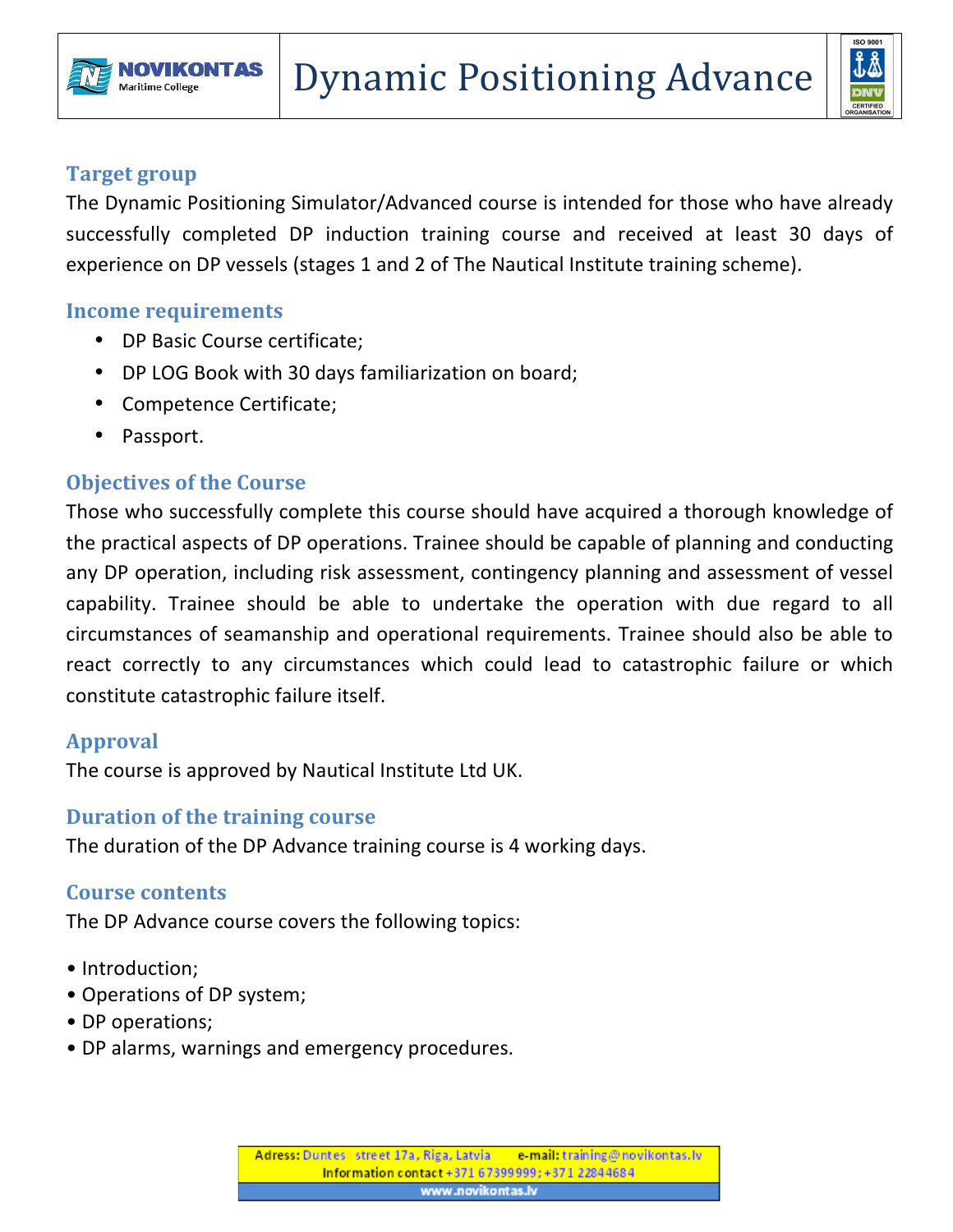# Dynamic Positioning Advance

NOVIKONTAS Maritime College

## Target group

The Dynamic Positioning Simulator/Advanced course is intended for those who have already successfully completed DP induction training course and received at least 30 days of experience on DP vessels (stages 1 and 2 of The Nautical Institute training scheme).

## Income requirements

- DP Basic Course certificate;
- DP LOG Book with 30 days familiarization on board;
- Competence Certificate;
- Passport.

## Objectives of the Course

Those who successfully complete this course should have acquired a thorough knowledge of the practical aspects of DP operations. Trainee should be capable of planning and conducting any DP operation, including risk assessment, contingency planning and assessment of vessel capability. Trainee should be able to undertake the operation with due regard to all circumstances of seamanship and operational requirements. Trainee should also be able to react correctly to any circumstances which could lead to catastrophic failure or which constitute catastrophic failure itself.

## Approval

The course is approved by Nautical Institute Ltd UK.

## Duration of the training course

The duration of the DP Advance training course is 4 working days.

## Course contents

The DP Advance course covers the following topics:

- Introduction;
- Operations of DP system;
- DP operations;
- DP alarms, warnings and emergency procedures.

Adress: Duntes street 17a, Riga, Latvia e-mail: training@novikontas.lv
Information contact +371 67399999; +371 22844684
www.novikontas.lv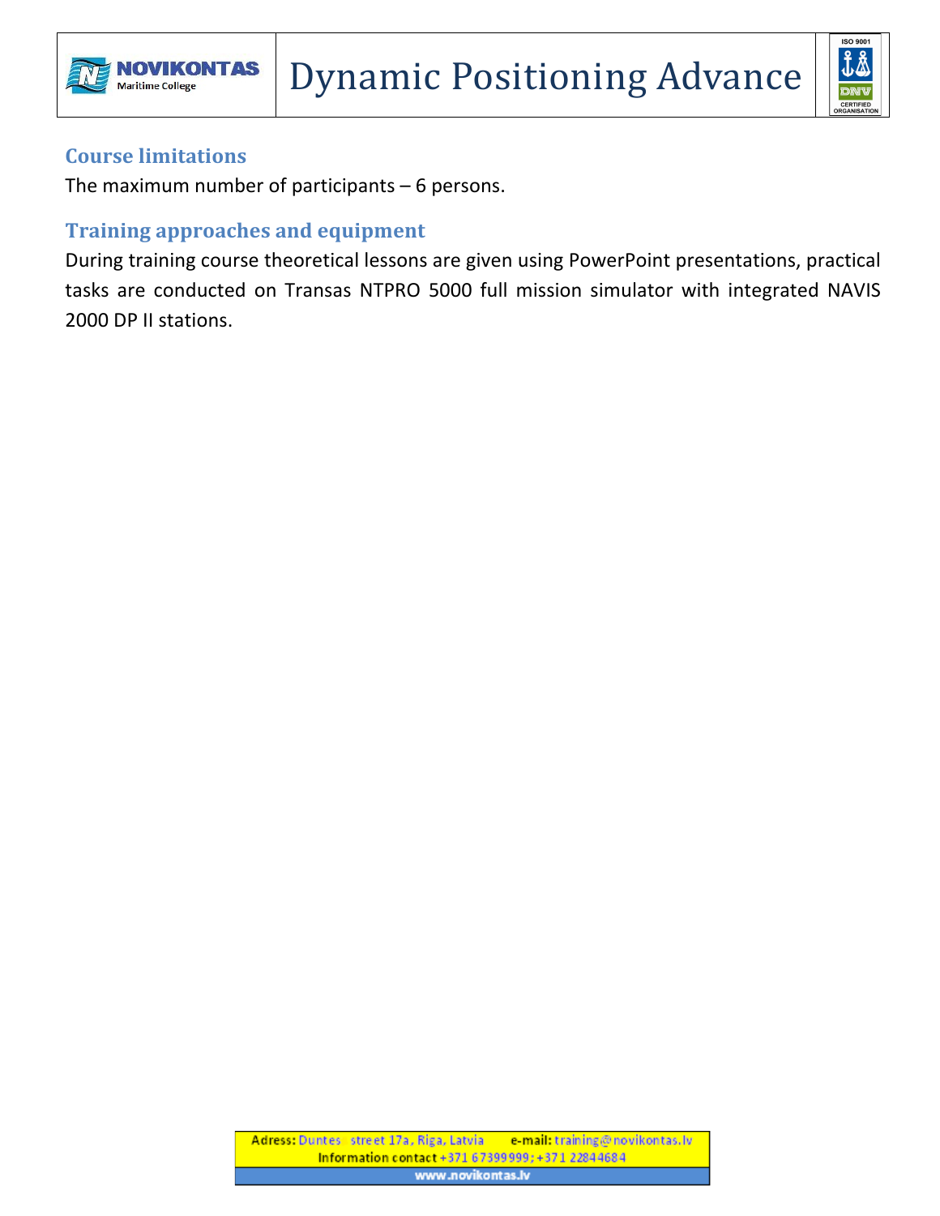## Course limitations

The maximum number of participants – 6 persons.

## Training approaches and equipment

During training course theoretical lessons are given using PowerPoint presentations, practical tasks are conducted on Transas NTPRO 5000 full mission simulator with integrated NAVIS 2000 DP II stations.